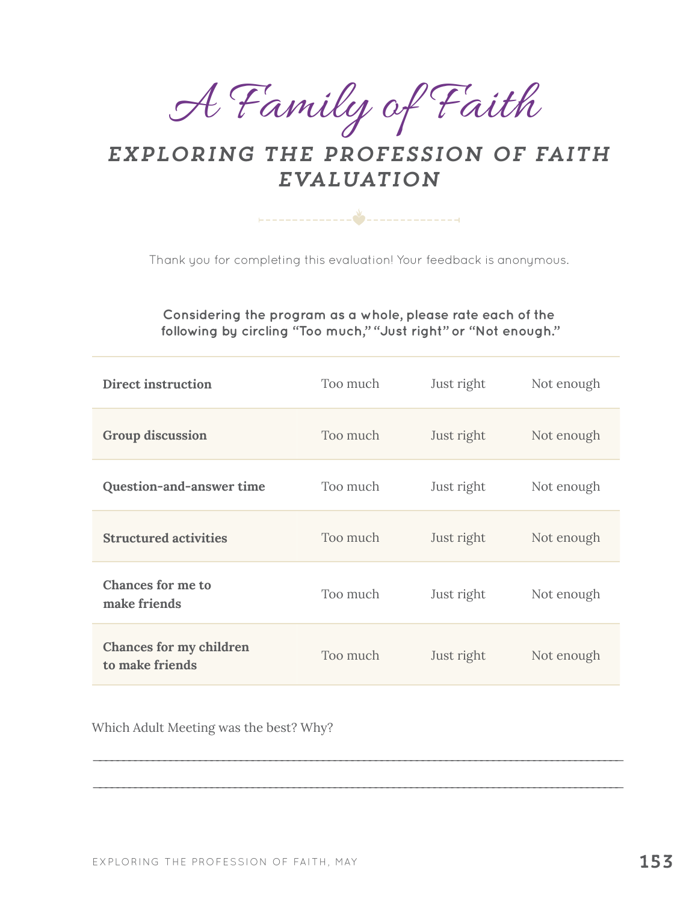# A Family of Faith

## EXPLORING THE PROFESSION OF FAITH EVALUATION

Thank you for completing this evaluation! Your feedback is anonymous.

**Considering the program as a whole, please rate each of the following by circling "Too much," "Just right" or "Not enough."**

| | | | |
|---|---|---|---|
| **Direct instruction** | Too much | Just right | Not enough |
| **Group discussion** | Too much | Just right | Not enough |
| **Question-and-answer time** | Too much | Just right | Not enough |
| **Structured activities** | Too much | Just right | Not enough |
| **Chances for me to make friends** | Too much | Just right | Not enough |
| **Chances for my children to make friends** | Too much | Just right | Not enough |

Which Adult Meeting was the best? Why?

\_\_\_\_\_\_\_\_\_\_\_\_\_\_\_\_\_\_\_\_\_\_\_\_\_\_\_\_\_\_\_\_\_\_\_\_\_\_\_\_\_\_\_\_\_\_\_\_\_\_\_\_\_\_\_\_\_\_\_\_\_\_\_\_\_\_\_\_\_\_\_\_

\_\_\_\_\_\_\_\_\_\_\_\_\_\_\_\_\_\_\_\_\_\_\_\_\_\_\_\_\_\_\_\_\_\_\_\_\_\_\_\_\_\_\_\_\_\_\_\_\_\_\_\_\_\_\_\_\_\_\_\_\_\_\_\_\_\_\_\_\_\_\_\_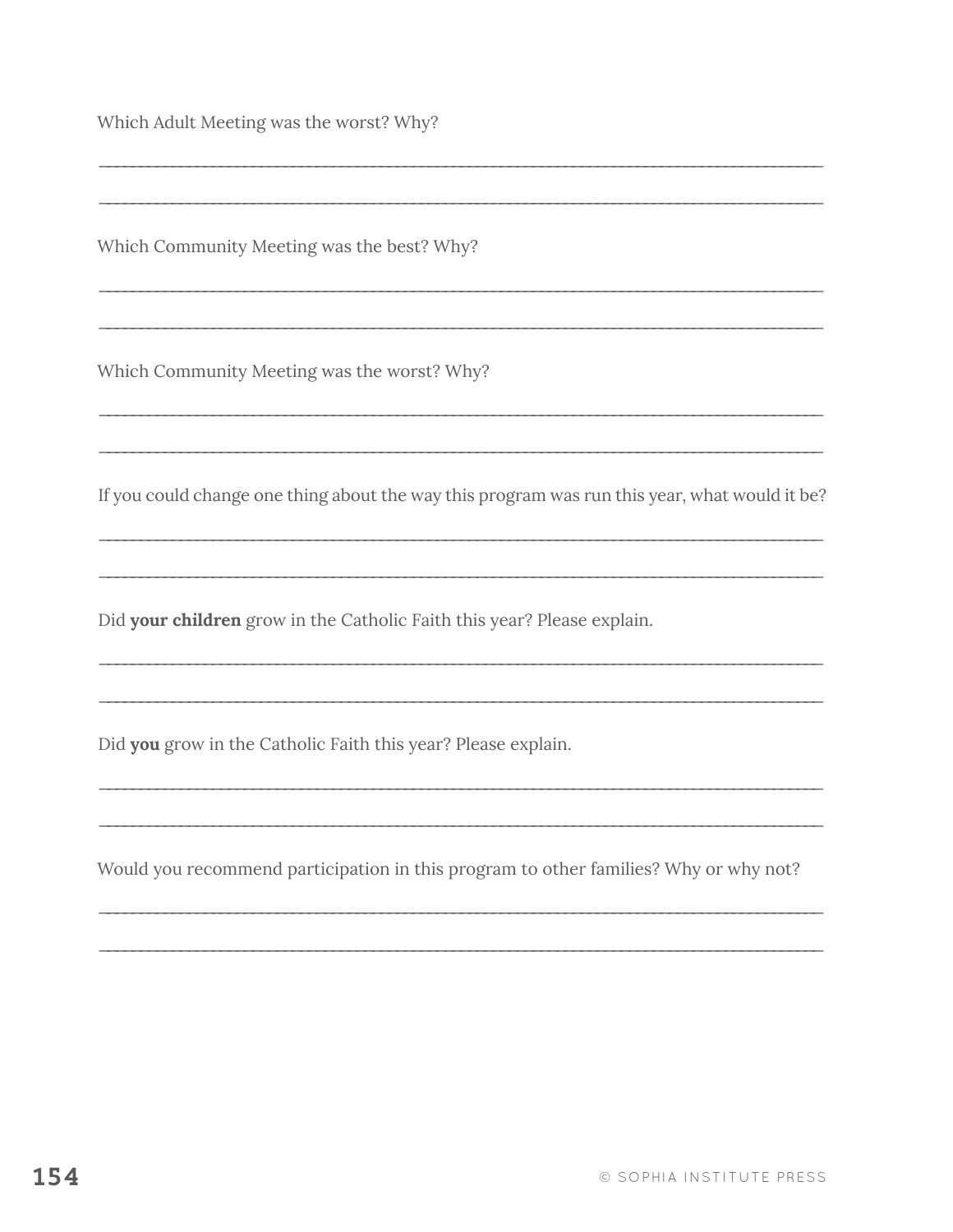Which Adult Meeting was the worst? Why?

\_\_\_\_\_\_\_\_\_\_\_\_\_\_\_\_\_\_\_\_\_\_\_\_\_\_\_\_\_\_\_\_\_\_\_\_\_\_\_\_\_\_\_\_\_\_\_\_\_\_\_\_\_\_\_\_\_\_\_\_\_\_\_\_\_\_\_\_\_\_

\_\_\_\_\_\_\_\_\_\_\_\_\_\_\_\_\_\_\_\_\_\_\_\_\_\_\_\_\_\_\_\_\_\_\_\_\_\_\_\_\_\_\_\_\_\_\_\_\_\_\_\_\_\_\_\_\_\_\_\_\_\_\_\_\_\_\_\_\_\_

Which Community Meeting was the best? Why?

\_\_\_\_\_\_\_\_\_\_\_\_\_\_\_\_\_\_\_\_\_\_\_\_\_\_\_\_\_\_\_\_\_\_\_\_\_\_\_\_\_\_\_\_\_\_\_\_\_\_\_\_\_\_\_\_\_\_\_\_\_\_\_\_\_\_\_\_\_\_

\_\_\_\_\_\_\_\_\_\_\_\_\_\_\_\_\_\_\_\_\_\_\_\_\_\_\_\_\_\_\_\_\_\_\_\_\_\_\_\_\_\_\_\_\_\_\_\_\_\_\_\_\_\_\_\_\_\_\_\_\_\_\_\_\_\_\_\_\_\_

Which Community Meeting was the worst? Why?

\_\_\_\_\_\_\_\_\_\_\_\_\_\_\_\_\_\_\_\_\_\_\_\_\_\_\_\_\_\_\_\_\_\_\_\_\_\_\_\_\_\_\_\_\_\_\_\_\_\_\_\_\_\_\_\_\_\_\_\_\_\_\_\_\_\_\_\_\_\_

\_\_\_\_\_\_\_\_\_\_\_\_\_\_\_\_\_\_\_\_\_\_\_\_\_\_\_\_\_\_\_\_\_\_\_\_\_\_\_\_\_\_\_\_\_\_\_\_\_\_\_\_\_\_\_\_\_\_\_\_\_\_\_\_\_\_\_\_\_\_

If you could change one thing about the way this program was run this year, what would it be?

\_\_\_\_\_\_\_\_\_\_\_\_\_\_\_\_\_\_\_\_\_\_\_\_\_\_\_\_\_\_\_\_\_\_\_\_\_\_\_\_\_\_\_\_\_\_\_\_\_\_\_\_\_\_\_\_\_\_\_\_\_\_\_\_\_\_\_\_\_\_

\_\_\_\_\_\_\_\_\_\_\_\_\_\_\_\_\_\_\_\_\_\_\_\_\_\_\_\_\_\_\_\_\_\_\_\_\_\_\_\_\_\_\_\_\_\_\_\_\_\_\_\_\_\_\_\_\_\_\_\_\_\_\_\_\_\_\_\_\_\_

Did **your children** grow in the Catholic Faith this year? Please explain.

\_\_\_\_\_\_\_\_\_\_\_\_\_\_\_\_\_\_\_\_\_\_\_\_\_\_\_\_\_\_\_\_\_\_\_\_\_\_\_\_\_\_\_\_\_\_\_\_\_\_\_\_\_\_\_\_\_\_\_\_\_\_\_\_\_\_\_\_\_\_

\_\_\_\_\_\_\_\_\_\_\_\_\_\_\_\_\_\_\_\_\_\_\_\_\_\_\_\_\_\_\_\_\_\_\_\_\_\_\_\_\_\_\_\_\_\_\_\_\_\_\_\_\_\_\_\_\_\_\_\_\_\_\_\_\_\_\_\_\_\_

Did **you** grow in the Catholic Faith this year? Please explain.

\_\_\_\_\_\_\_\_\_\_\_\_\_\_\_\_\_\_\_\_\_\_\_\_\_\_\_\_\_\_\_\_\_\_\_\_\_\_\_\_\_\_\_\_\_\_\_\_\_\_\_\_\_\_\_\_\_\_\_\_\_\_\_\_\_\_\_\_\_\_

\_\_\_\_\_\_\_\_\_\_\_\_\_\_\_\_\_\_\_\_\_\_\_\_\_\_\_\_\_\_\_\_\_\_\_\_\_\_\_\_\_\_\_\_\_\_\_\_\_\_\_\_\_\_\_\_\_\_\_\_\_\_\_\_\_\_\_\_\_\_

Would you recommend participation in this program to other families? Why or why not?

\_\_\_\_\_\_\_\_\_\_\_\_\_\_\_\_\_\_\_\_\_\_\_\_\_\_\_\_\_\_\_\_\_\_\_\_\_\_\_\_\_\_\_\_\_\_\_\_\_\_\_\_\_\_\_\_\_\_\_\_\_\_\_\_\_\_\_\_\_\_

\_\_\_\_\_\_\_\_\_\_\_\_\_\_\_\_\_\_\_\_\_\_\_\_\_\_\_\_\_\_\_\_\_\_\_\_\_\_\_\_\_\_\_\_\_\_\_\_\_\_\_\_\_\_\_\_\_\_\_\_\_\_\_\_\_\_\_\_\_\_